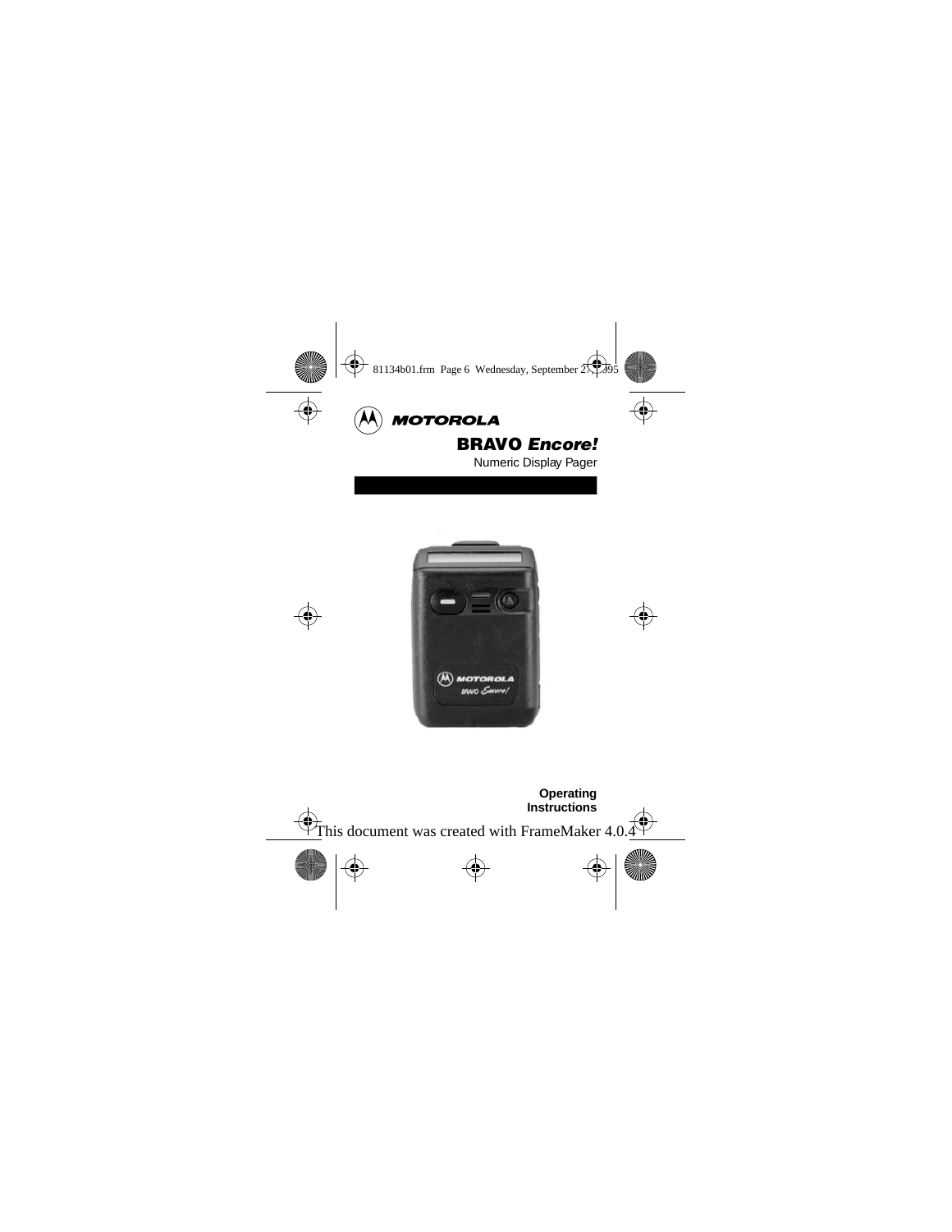MOTOROLA

# BRAVO *Encore!*

Numeric Display Pager

**Operating Instructions**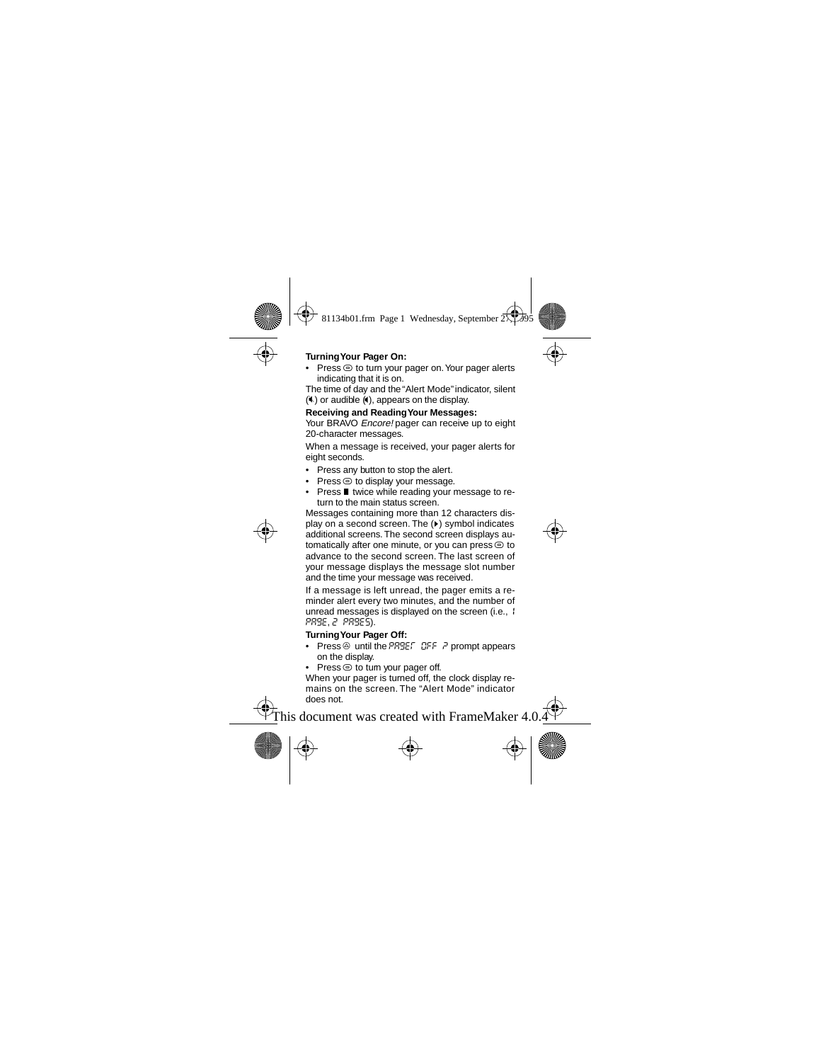**Turning Your Pager On:**

- Press ⊜ to turn your pager on. Your pager alerts indicating that it is on.

The time of day and the "Alert Mode" indicator, silent (◀) or audible (◀), appears on the display.

**Receiving and Reading Your Messages:**

Your BRAVO *Encore!* pager can receive up to eight 20-character messages.

When a message is received, your pager alerts for eight seconds.

- Press any button to stop the alert.
- Press ⊜ to display your message.
- Press ■ twice while reading your message to return to the main status screen.

Messages containing more than 12 characters display on a second screen. The (▸) symbol indicates additional screens. The second screen displays automatically after one minute, or you can press ⊜ to advance to the second screen. The last screen of your message displays the message slot number and the time your message was received.

If a message is left unread, the pager emits a reminder alert every two minutes, and the number of unread messages is displayed on the screen (i.e., 1 PAGE, 2 PAGES).

**Turning Your Pager Off:**

- Press ⊗ until the PAGER OFF ? prompt appears on the display.
- Press ⊜ to turn your pager off.

When your pager is turned off, the clock display remains on the screen. The "Alert Mode" indicator does not.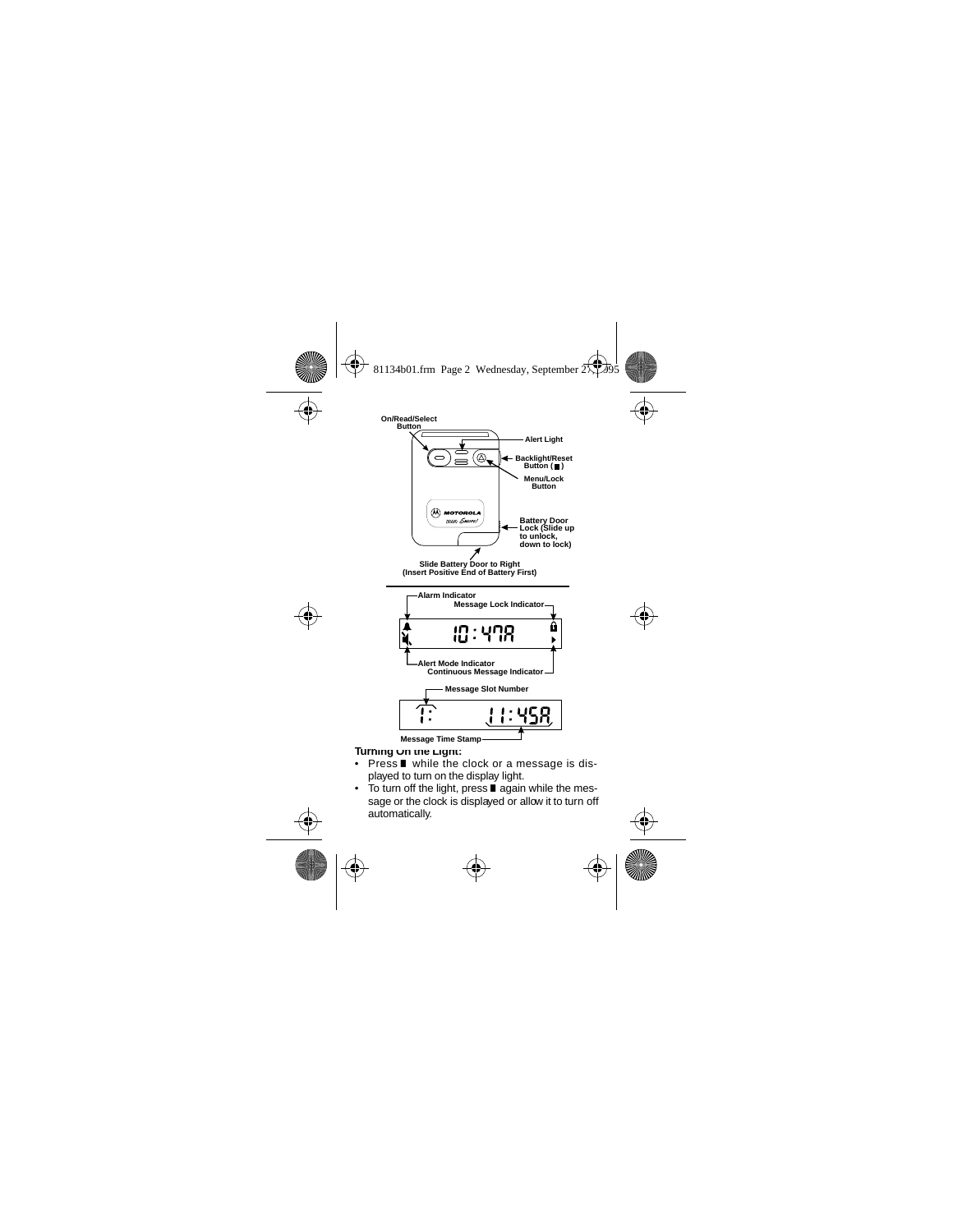On/Read/Select Button

Alert Light

Backlight/Reset Button (■)

Menu/Lock Button

Battery Door Lock (Slide up to unlock, down to lock)

Slide Battery Door to Right (Insert Positive End of Battery First)

Alarm Indicator

Message Lock Indicator

10:47A

Alert Mode Indicator

Continuous Message Indicator

Message Slot Number

1: 11:45A

Message Time Stamp

**Turning On the Light:**

- Press ■ while the clock or a message is displayed to turn on the display light.
- To turn off the light, press ■ again while the message or the clock is displayed or allow it to turn off automatically.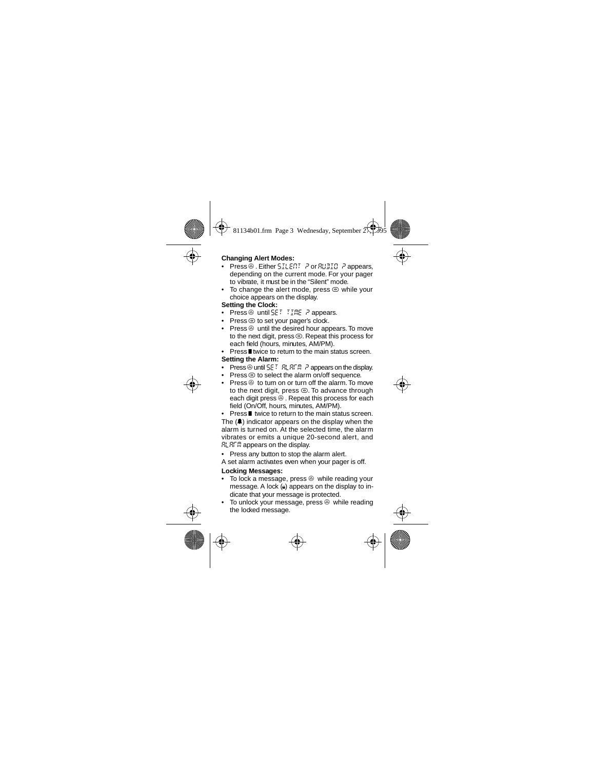**Changing Alert Modes:**

- Press ⓐ. Either SILENT ? or AUDIO ? appears, depending on the current mode. For your pager to vibrate, it must be in the "Silent" mode.
- To change the alert mode, press ⊜ while your choice appears on the display.

**Setting the Clock:**

- Press ⓐ until SET TIME ? appears.
- Press ⊜ to set your pager's clock.
- Press ⓐ until the desired hour appears. To move to the next digit, press ⊜. Repeat this process for each field (hours, minutes, AM/PM).
- Press ∎ twice to return to the main status screen.

**Setting the Alarm:**

- Press ⓐ until SET ALARM ? appears on the display.
- Press ⊜ to select the alarm on/off sequence.
- Press ⓐ to turn on or turn off the alarm. To move to the next digit, press ⊜. To advance through each digit press ⓐ. Repeat this process for each field (On/Off, hours, minutes, AM/PM).
- Press ∎ twice to return to the main status screen.

The (🔔) indicator appears on the display when the alarm is turned on. At the selected time, the alarm vibrates or emits a unique 20-second alert, and ALARM appears on the display.

- Press any button to stop the alarm alert.

A set alarm activates even when your pager is off.

**Locking Messages:**

- To lock a message, press ⓐ while reading your message. A lock (🔒) appears on the display to indicate that your message is protected.
- To unlock your message, press ⓐ while reading the locked message.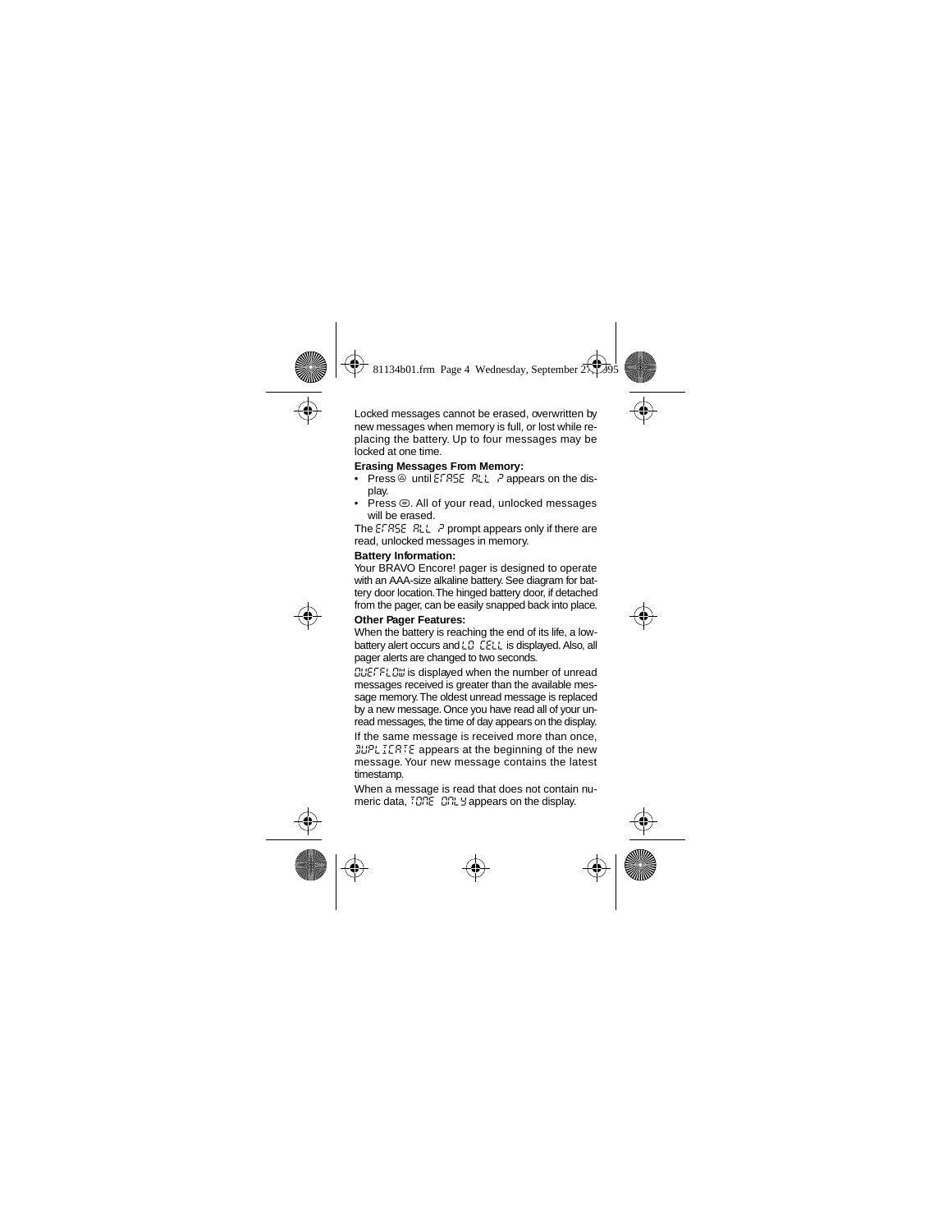Locked messages cannot be erased, overwritten by new messages when memory is full, or lost while replacing the battery. Up to four messages may be locked at one time.

**Erasing Messages From Memory:**

- Press ⓐ until ERASE ALL ? appears on the display.
- Press ⊜. All of your read, unlocked messages will be erased.

The ERASE ALL ? prompt appears only if there are read, unlocked messages in memory.

**Battery Information:**

Your BRAVO Encore! pager is designed to operate with an AAA-size alkaline battery. See diagram for battery door location. The hinged battery door, if detached from the pager, can be easily snapped back into place.

**Other Pager Features:**

When the battery is reaching the end of its life, a low-battery alert occurs and LO CELL is displayed. Also, all pager alerts are changed to two seconds.

OVERFLOW is displayed when the number of unread messages received is greater than the available message memory. The oldest unread message is replaced by a new message. Once you have read all of your unread messages, the time of day appears on the display.

If the same message is received more than once, DUPLICATE appears at the beginning of the new message. Your new message contains the latest timestamp.

When a message is read that does not contain numeric data, TONE ONLY appears on the display.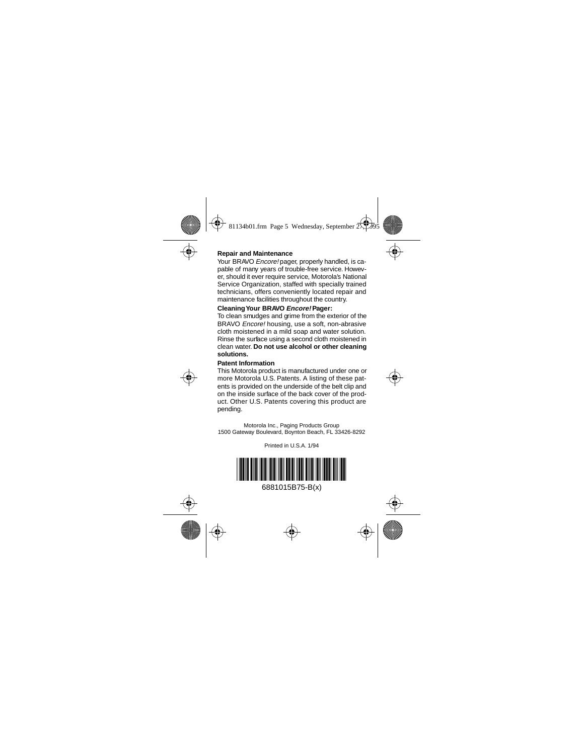### Repair and Maintenance

Your BRAVO *Encore!* pager, properly handled, is capable of many years of trouble-free service. However, should it ever require service, Motorola's National Service Organization, staffed with specially trained technicians, offers conveniently located repair and maintenance facilities throughout the country.

### Cleaning Your BRAVO *Encore!* Pager:

To clean smudges and grime from the exterior of the BRAVO *Encore!* housing, use a soft, non-abrasive cloth moistened in a mild soap and water solution. Rinse the surface using a second cloth moistened in clean water. **Do not use alcohol or other cleaning solutions.**

### Patent Information

This Motorola product is manufactured under one or more Motorola U.S. Patents. A listing of these patents is provided on the underside of the belt clip and on the inside surface of the back cover of the product. Other U.S. Patents covering this product are pending.

Motorola Inc., Paging Products Group
1500 Gateway Boulevard, Boynton Beach, FL 33426-8292

Printed in U.S.A. 1/94

6881015B75-B(x)